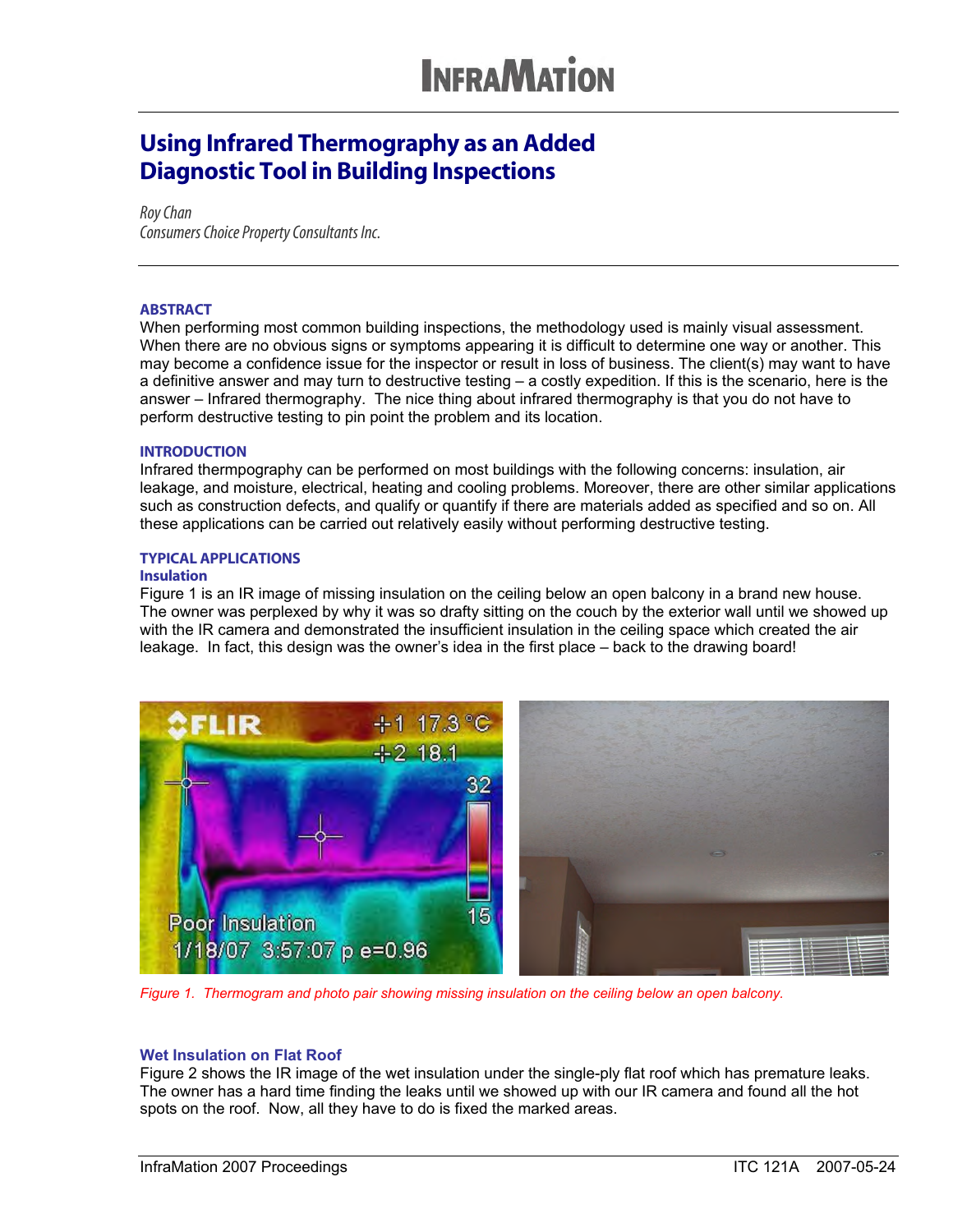# Using Infrared Thermography as an Added Diagnostic Tool in Building Inspections

*Roy Chan*
*Consumers Choice Property Consultants Inc.*

## ABSTRACT

When performing most common building inspections, the methodology used is mainly visual assessment. When there are no obvious signs or symptoms appearing it is difficult to determine one way or another. This may become a confidence issue for the inspector or result in loss of business. The client(s) may want to have a definitive answer and may turn to destructive testing – a costly expedition. If this is the scenario, here is the answer – Infrared thermography. The nice thing about infrared thermography is that you do not have to perform destructive testing to pin point the problem and its location.

## INTRODUCTION

Infrared thermpography can be performed on most buildings with the following concerns: insulation, air leakage, and moisture, electrical, heating and cooling problems. Moreover, there are other similar applications such as construction defects, and qualify or quantify if there are materials added as specified and so on. All these applications can be carried out relatively easily without performing destructive testing.

## TYPICAL APPLICATIONS

### Insulation

Figure 1 is an IR image of missing insulation on the ceiling below an open balcony in a brand new house. The owner was perplexed by why it was so drafty sitting on the couch by the exterior wall until we showed up with the IR camera and demonstrated the insufficient insulation in the ceiling space which created the air leakage. In fact, this design was the owner's idea in the first place – back to the drawing board!

*Figure 1. Thermogram and photo pair showing missing insulation on the ceiling below an open balcony.*

### Wet Insulation on Flat Roof

Figure 2 shows the IR image of the wet insulation under the single-ply flat roof which has premature leaks. The owner has a hard time finding the leaks until we showed up with our IR camera and found all the hot spots on the roof. Now, all they have to do is fixed the marked areas.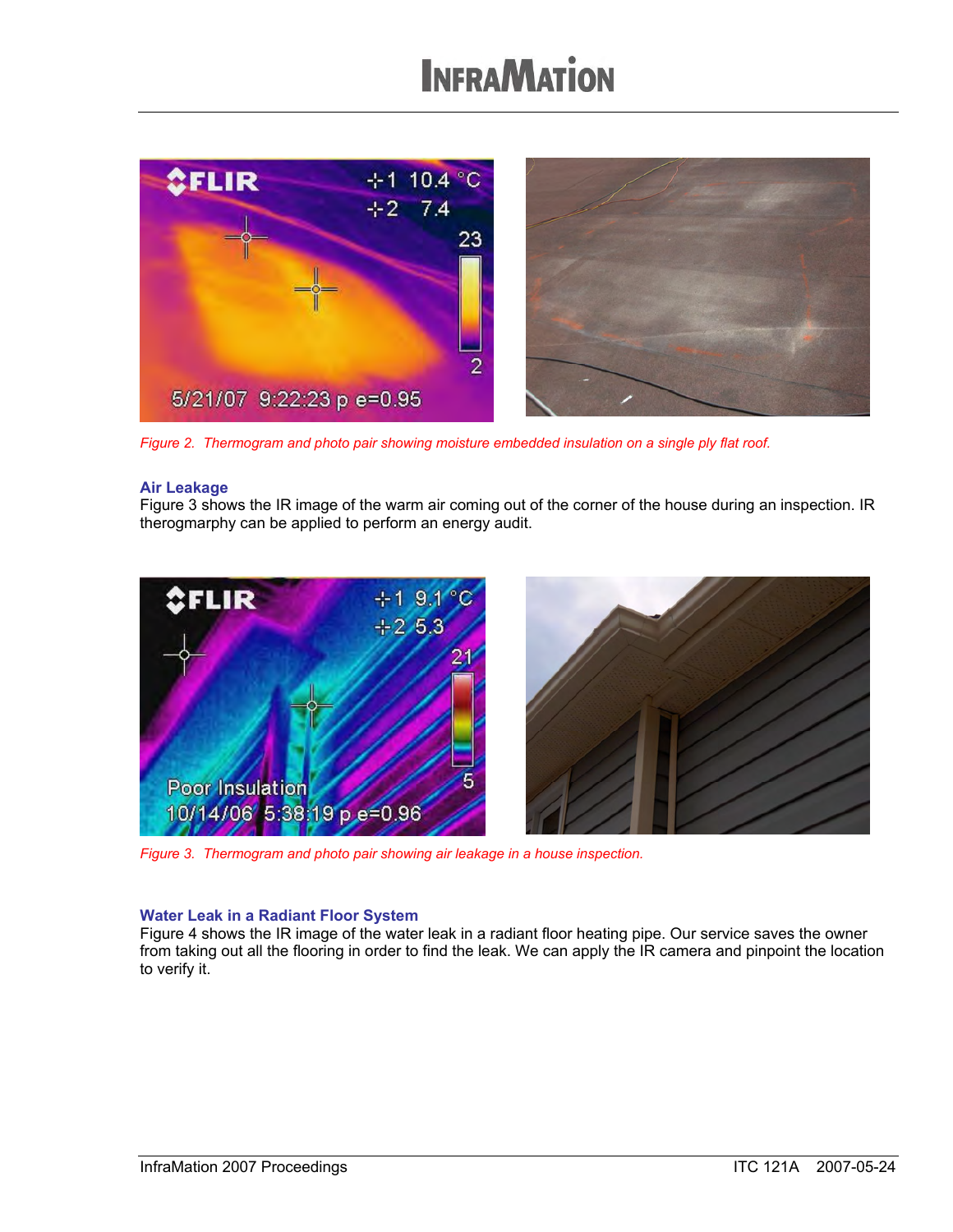Figure 2. Thermogram and photo pair showing moisture embedded insulation on a single ply flat roof.

### Air Leakage

Figure 3 shows the IR image of the warm air coming out of the corner of the house during an inspection. IR therogmarphy can be applied to perform an energy audit.

Figure 3. Thermogram and photo pair showing air leakage in a house inspection.

### Water Leak in a Radiant Floor System

Figure 4 shows the IR image of the water leak in a radiant floor heating pipe. Our service saves the owner from taking out all the flooring in order to find the leak. We can apply the IR camera and pinpoint the location to verify it.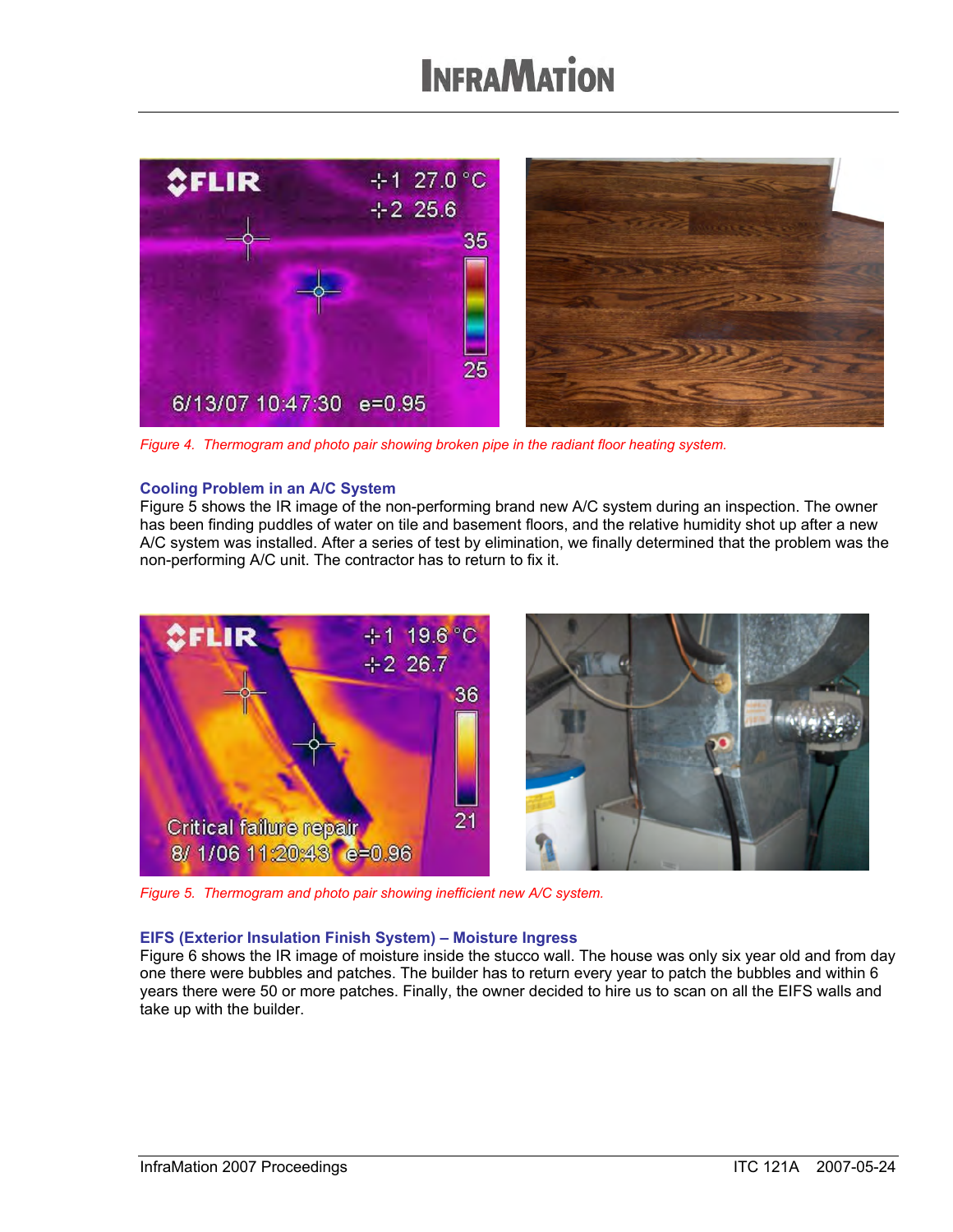*Figure 4. Thermogram and photo pair showing broken pipe in the radiant floor heating system.*

### Cooling Problem in an A/C System

Figure 5 shows the IR image of the non-performing brand new A/C system during an inspection. The owner has been finding puddles of water on tile and basement floors, and the relative humidity shot up after a new A/C system was installed. After a series of test by elimination, we finally determined that the problem was the non-performing A/C unit. The contractor has to return to fix it.

*Figure 5. Thermogram and photo pair showing inefficient new A/C system.*

### EIFS (Exterior Insulation Finish System) – Moisture Ingress

Figure 6 shows the IR image of moisture inside the stucco wall. The house was only six year old and from day one there were bubbles and patches. The builder has to return every year to patch the bubbles and within 6 years there were 50 or more patches. Finally, the owner decided to hire us to scan on all the EIFS walls and take up with the builder.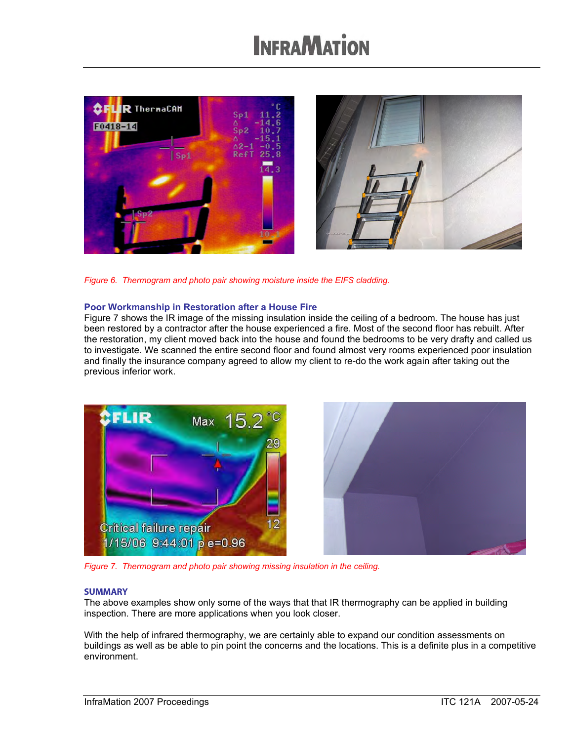Figure 6. Thermogram and photo pair showing moisture inside the EIFS cladding.

### Poor Workmanship in Restoration after a House Fire

Figure 7 shows the IR image of the missing insulation inside the ceiling of a bedroom. The house has just been restored by a contractor after the house experienced a fire. Most of the second floor has rebuilt. After the restoration, my client moved back into the house and found the bedrooms to be very drafty and called us to investigate. We scanned the entire second floor and found almost very rooms experienced poor insulation and finally the insurance company agreed to allow my client to re-do the work again after taking out the previous inferior work.

Figure 7. Thermogram and photo pair showing missing insulation in the ceiling.

### SUMMARY

The above examples show only some of the ways that that IR thermography can be applied in building inspection. There are more applications when you look closer.

With the help of infrared thermography, we are certainly able to expand our condition assessments on buildings as well as be able to pin point the concerns and the locations. This is a definite plus in a competitive environment.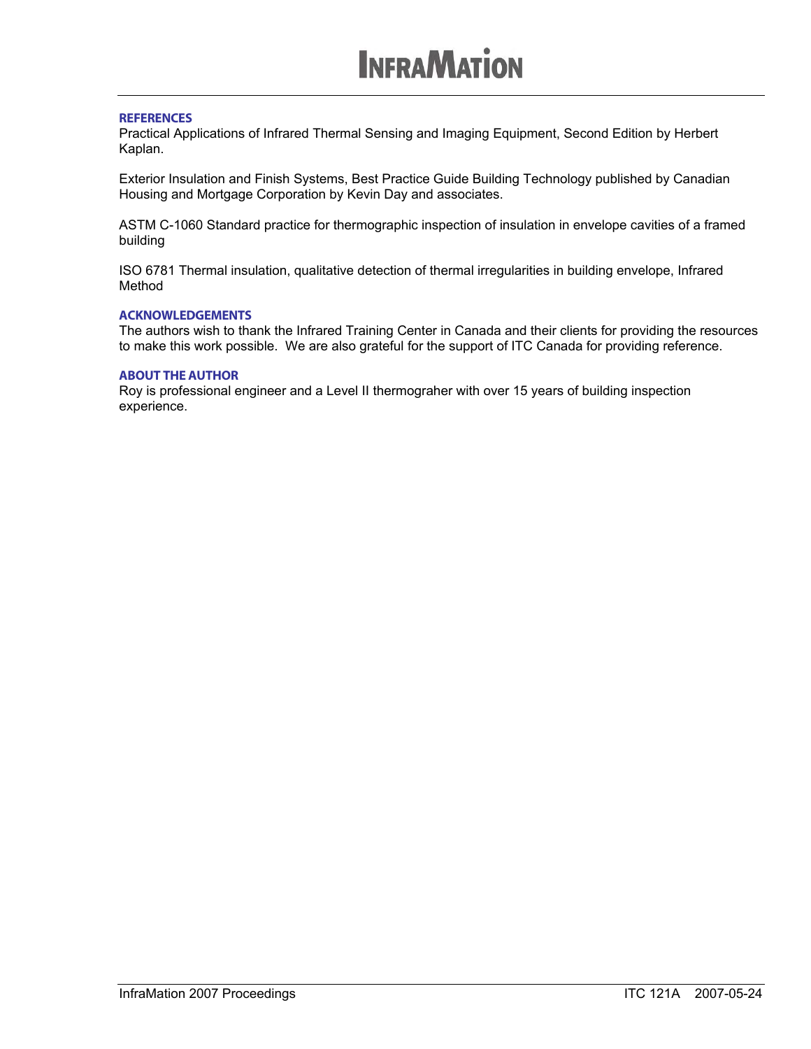## REFERENCES

Practical Applications of Infrared Thermal Sensing and Imaging Equipment, Second Edition by Herbert Kaplan.

Exterior Insulation and Finish Systems, Best Practice Guide Building Technology published by Canadian Housing and Mortgage Corporation by Kevin Day and associates.

ASTM C-1060 Standard practice for thermographic inspection of insulation in envelope cavities of a framed building

ISO 6781 Thermal insulation, qualitative detection of thermal irregularities in building envelope, Infrared Method

## ACKNOWLEDGEMENTS

The authors wish to thank the Infrared Training Center in Canada and their clients for providing the resources to make this work possible. We are also grateful for the support of ITC Canada for providing reference.

## ABOUT THE AUTHOR

Roy is professional engineer and a Level II thermograher with over 15 years of building inspection experience.